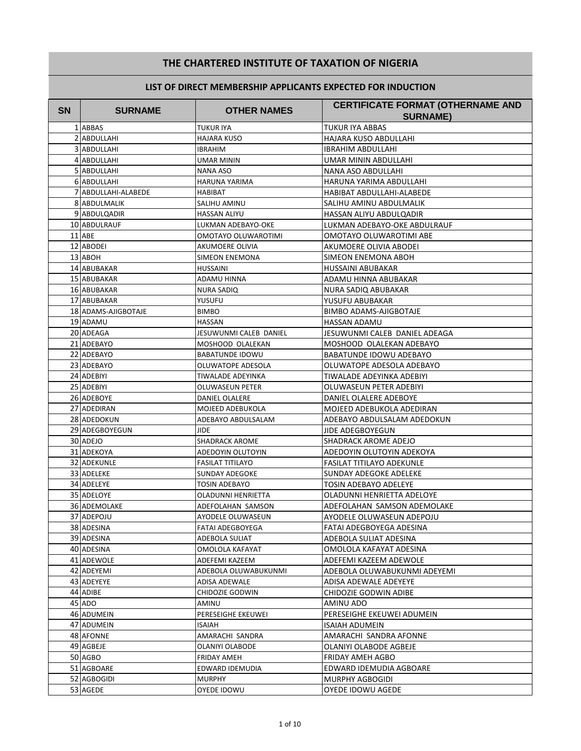# THE CHARTERED INSTITUTE OF TAXATION OF NIGERIA

## LIST OF DIRECT MEMBERSHIP APPLICANTS EXPECTED FOR INDUCTION

| SN | SURNAME | OTHER NAMES | CERTIFICATE FORMAT (OTHERNAME AND SURNAME) |
|---|---|---|---|
| 1 | ABBAS | TUKUR IYA | TUKUR IYA ABBAS |
| 2 | ABDULLAHI | HAJARA KUSO | HAJARA KUSO ABDULLAHI |
| 3 | ABDULLAHI | IBRAHIM | IBRAHIM ABDULLAHI |
| 4 | ABDULLAHI | UMAR MININ | UMAR MININ ABDULLAHI |
| 5 | ABDULLAHI | NANA ASO | NANA ASO ABDULLAHI |
| 6 | ABDULLAHI | HARUNA YARIMA | HARUNA YARIMA ABDULLAHI |
| 7 | ABDULLAHI-ALABEDE | HABIBAT | HABIBAT ABDULLAHI-ALABEDE |
| 8 | ABDULMALIK | SALIHU AMINU | SALIHU AMINU ABDULMALIK |
| 9 | ABDULQADIR | HASSAN ALIYU | HASSAN ALIYU ABDULQADIR |
| 10 | ABDULRAUF | LUKMAN ADEBAYO-OKE | LUKMAN ADEBAYO-OKE ABDULRAUF |
| 11 | ABE | OMOTAYO OLUWAROTIMI | OMOTAYO OLUWAROTIMI ABE |
| 12 | ABODEI | AKUMOERE OLIVIA | AKUMOERE OLIVIA ABODEI |
| 13 | ABOH | SIMEON ENEMONA | SIMEON ENEMONA ABOH |
| 14 | ABUBAKAR | HUSSAINI | HUSSAINI ABUBAKAR |
| 15 | ABUBAKAR | ADAMU HINNA | ADAMU HINNA ABUBAKAR |
| 16 | ABUBAKAR | NURA SADIQ | NURA SADIQ ABUBAKAR |
| 17 | ABUBAKAR | YUSUFU | YUSUFU ABUBAKAR |
| 18 | ADAMS-AJIGBOTAJE | BIMBO | BIMBO ADAMS-AJIGBOTAJE |
| 19 | ADAMU | HASSAN | HASSAN ADAMU |
| 20 | ADEAGA | JESUWUNMI CALEB DANIEL | JESUWUNMI CALEB DANIEL ADEAGA |
| 21 | ADEBAYO | MOSHOOD OLALEKAN | MOSHOOD OLALEKAN ADEBAYO |
| 22 | ADEBAYO | BABATUNDE IDOWU | BABATUNDE IDOWU ADEBAYO |
| 23 | ADEBAYO | OLUWATOPE ADESOLA | OLUWATOPE ADESOLA ADEBAYO |
| 24 | ADEBIYI | TIWALADE ADEYINKA | TIWALADE ADEYINKA ADEBIYI |
| 25 | ADEBIYI | OLUWASEUN PETER | OLUWASEUN PETER ADEBIYI |
| 26 | ADEBOYE | DANIEL OLALERE | DANIEL OLALERE ADEBOYE |
| 27 | ADEDIRAN | MOJEED ADEBUKOLA | MOJEED ADEBUKOLA ADEDIRAN |
| 28 | ADEDOKUN | ADEBAYO ABDULSALAM | ADEBAYO ABDULSALAM ADEDOKUN |
| 29 | ADEGBOYEGUN | JIDE | JIDE ADEGBOYEGUN |
| 30 | ADEJO | SHADRACK AROME | SHADRACK AROME ADEJO |
| 31 | ADEKOYA | ADEDOYIN OLUTOYIN | ADEDOYIN OLUTOYIN ADEKOYA |
| 32 | ADEKUNLE | FASILAT TITILAYO | FASILAT TITILAYO ADEKUNLE |
| 33 | ADELEKE | SUNDAY ADEGOKE | SUNDAY ADEGOKE ADELEKE |
| 34 | ADELEYE | TOSIN ADEBAYO | TOSIN ADEBAYO ADELEYE |
| 35 | ADELOYE | OLADUNNI HENRIETTA | OLADUNNI HENRIETTA ADELOYE |
| 36 | ADEMOLAKE | ADEFOLAHAN SAMSON | ADEFOLAHAN SAMSON ADEMOLAKE |
| 37 | ADEPOJU | AYODELE OLUWASEUN | AYODELE OLUWASEUN ADEPOJU |
| 38 | ADESINA | FATAI ADEGBOYEGA | FATAI ADEGBOYEGA ADESINA |
| 39 | ADESINA | ADEBOLA SULIAT | ADEBOLA SULIAT ADESINA |
| 40 | ADESINA | OMOLOLA KAFAYAT | OMOLOLA KAFAYAT ADESINA |
| 41 | ADEWOLE | ADEFEMI KAZEEM | ADEFEMI KAZEEM ADEWOLE |
| 42 | ADEYEMI | ADEBOLA OLUWABUKUNMI | ADEBOLA OLUWABUKUNMI ADEYEMI |
| 43 | ADEYEYE | ADISA ADEWALE | ADISA ADEWALE ADEYEYE |
| 44 | ADIBE | CHIDOZIE GODWIN | CHIDOZIE GODWIN ADIBE |
| 45 | ADO | AMINU | AMINU ADO |
| 46 | ADUMEIN | PERESEIGHE EKEUWEI | PERESEIGHE EKEUWEI ADUMEIN |
| 47 | ADUMEIN | ISAIAH | ISAIAH ADUMEIN |
| 48 | AFONNE | AMARACHI SANDRA | AMARACHI SANDRA AFONNE |
| 49 | AGBEJE | OLANIYI OLABODE | OLANIYI OLABODE AGBEJE |
| 50 | AGBO | FRIDAY AMEH | FRIDAY AMEH AGBO |
| 51 | AGBOARE | EDWARD IDEMUDIA | EDWARD IDEMUDIA AGBOARE |
| 52 | AGBOGIDI | MURPHY | MURPHY AGBOGIDI |
| 53 | AGEDE | OYEDE IDOWU | OYEDE IDOWU AGEDE |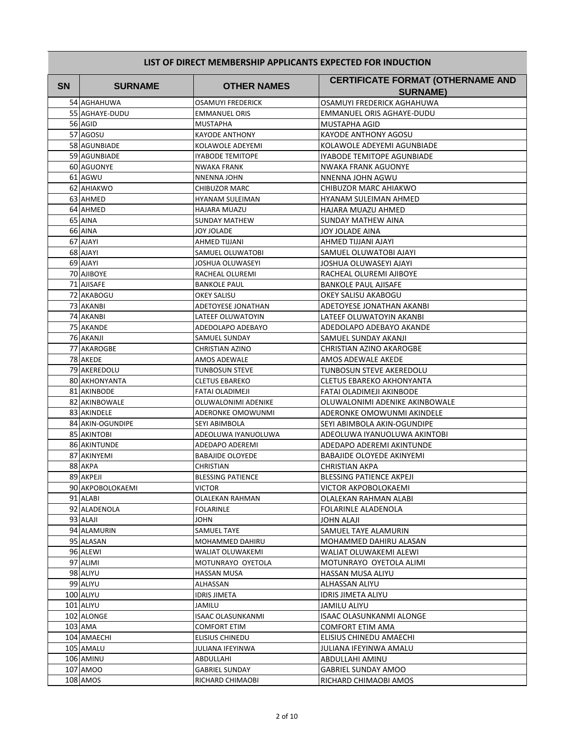| LIST OF DIRECT MEMBERSHIP APPLICANTS EXPECTED FOR INDUCTION | | | |
|---|---|---|---|
| **SN** | **SURNAME** | **OTHER NAMES** | **CERTIFICATE FORMAT (OTHERNAME AND SURNAME)** |
| 54 | AGHAHUWA | OSAMUYI FREDERICK | OSAMUYI FREDERICK AGHAHUWA |
| 55 | AGHAYE-DUDU | EMMANUEL ORIS | EMMANUEL ORIS AGHAYE-DUDU |
| 56 | AGID | MUSTAPHA | MUSTAPHA AGID |
| 57 | AGOSU | KAYODE ANTHONY | KAYODE ANTHONY AGOSU |
| 58 | AGUNBIADE | KOLAWOLE ADEYEMI | KOLAWOLE ADEYEMI AGUNBIADE |
| 59 | AGUNBIADE | IYABODE TEMITOPE | IYABODE TEMITOPE AGUNBIADE |
| 60 | AGUONYE | NWAKA FRANK | NWAKA FRANK AGUONYE |
| 61 | AGWU | NNENNA JOHN | NNENNA JOHN AGWU |
| 62 | AHIAKWO | CHIBUZOR MARC | CHIBUZOR MARC AHIAKWO |
| 63 | AHMED | HYANAM SULEIMAN | HYANAM SULEIMAN AHMED |
| 64 | AHMED | HAJARA MUAZU | HAJARA MUAZU AHMED |
| 65 | AINA | SUNDAY MATHEW | SUNDAY MATHEW AINA |
| 66 | AINA | JOY JOLADE | JOY JOLADE AINA |
| 67 | AJAYI | AHMED TIJJANI | AHMED TIJJANI AJAYI |
| 68 | AJAYI | SAMUEL OLUWATOBI | SAMUEL OLUWATOBI AJAYI |
| 69 | AJAYI | JOSHUA OLUWASEYI | JOSHUA OLUWASEYI AJAYI |
| 70 | AJIBOYE | RACHEAL OLUREMI | RACHEAL OLUREMI AJIBOYE |
| 71 | AJISAFE | BANKOLE PAUL | BANKOLE PAUL AJISAFE |
| 72 | AKABOGU | OKEY SALISU | OKEY SALISU AKABOGU |
| 73 | AKANBI | ADETOYESE JONATHAN | ADETOYESE JONATHAN AKANBI |
| 74 | AKANBI | LATEEF OLUWATOYIN | LATEEF OLUWATOYIN AKANBI |
| 75 | AKANDE | ADEDOLAPO ADEBAYO | ADEDOLAPO ADEBAYO AKANDE |
| 76 | AKANJI | SAMUEL SUNDAY | SAMUEL SUNDAY AKANJI |
| 77 | AKAROGBE | CHRISTIAN AZINO | CHRISTIAN AZINO AKAROGBE |
| 78 | AKEDE | AMOS ADEWALE | AMOS ADEWALE AKEDE |
| 79 | AKEREDOLU | TUNBOSUN STEVE | TUNBOSUN STEVE AKEREDOLU |
| 80 | AKHONYANTA | CLETUS EBAREKO | CLETUS EBAREKO AKHONYANTA |
| 81 | AKINBODE | FATAI OLADIMEJI | FATAI OLADIMEJI AKINBODE |
| 82 | AKINBOWALE | OLUWALONIMI ADENIKE | OLUWALONIMI ADENIKE AKINBOWALE |
| 83 | AKINDELE | ADERONKE OMOWUNMI | ADERONKE OMOWUNMI AKINDELE |
| 84 | AKIN-OGUNDIPE | SEYI ABIMBOLA | SEYI ABIMBOLA AKIN-OGUNDIPE |
| 85 | AKINTOBI | ADEOLUWA IYANUOLUWA | ADEOLUWA IYANUOLUWA AKINTOBI |
| 86 | AKINTUNDE | ADEDAPO ADEREMI | ADEDAPO ADEREMI AKINTUNDE |
| 87 | AKINYEMI | BABAJIDE OLOYEDE | BABAJIDE OLOYEDE AKINYEMI |
| 88 | AKPA | CHRISTIAN | CHRISTIAN AKPA |
| 89 | AKPEJI | BLESSING PATIENCE | BLESSING PATIENCE AKPEJI |
| 90 | AKPOBOLOKAEMI | VICTOR | VICTOR AKPOBOLOKAEMI |
| 91 | ALABI | OLALEKAN RAHMAN | OLALEKAN RAHMAN ALABI |
| 92 | ALADENOLA | FOLARINLE | FOLARINLE ALADENOLA |
| 93 | ALAJI | JOHN | JOHN ALAJI |
| 94 | ALAMURIN | SAMUEL TAYE | SAMUEL TAYE ALAMURIN |
| 95 | ALASAN | MOHAMMED DAHIRU | MOHAMMED DAHIRU ALASAN |
| 96 | ALEWI | WALIAT OLUWAKEMI | WALIAT OLUWAKEMI ALEWI |
| 97 | ALIMI | MOTUNRAYO OYETOLA | MOTUNRAYO OYETOLA ALIMI |
| 98 | ALIYU | HASSAN MUSA | HASSAN MUSA ALIYU |
| 99 | ALIYU | ALHASSAN | ALHASSAN ALIYU |
| 100 | ALIYU | IDRIS JIMETA | IDRIS JIMETA ALIYU |
| 101 | ALIYU | JAMILU | JAMILU ALIYU |
| 102 | ALONGE | ISAAC OLASUNKANMI | ISAAC OLASUNKANMI ALONGE |
| 103 | AMA | COMFORT ETIM | COMFORT ETIM AMA |
| 104 | AMAECHI | ELISIUS CHINEDU | ELISIUS CHINEDU AMAECHI |
| 105 | AMALU | JULIANA IFEYINWA | JULIANA IFEYINWA AMALU |
| 106 | AMINU | ABDULLAHI | ABDULLAHI AMINU |
| 107 | AMOO | GABRIEL SUNDAY | GABRIEL SUNDAY AMOO |
| 108 | AMOS | RICHARD CHIMAOBI | RICHARD CHIMAOBI AMOS |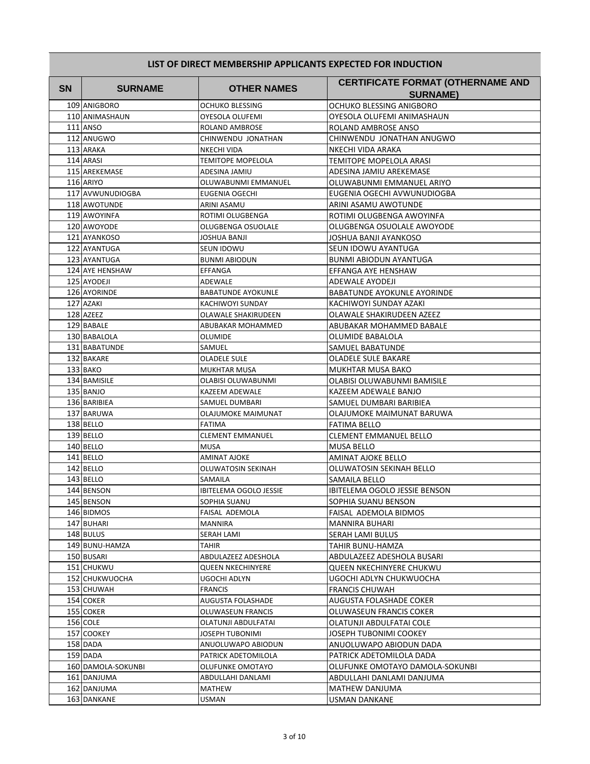## LIST OF DIRECT MEMBERSHIP APPLICANTS EXPECTED FOR INDUCTION

| SN | SURNAME | OTHER NAMES | CERTIFICATE FORMAT (OTHERNAME AND SURNAME) |
|---|---|---|---|
| 109 | ANIGBORO | OCHUKO BLESSING | OCHUKO BLESSING ANIGBORO |
| 110 | ANIMASHAUN | OYESOLA OLUFEMI | OYESOLA OLUFEMI ANIMASHAUN |
| 111 | ANSO | ROLAND AMBROSE | ROLAND AMBROSE ANSO |
| 112 | ANUGWO | CHINWENDU  JONATHAN | CHINWENDU  JONATHAN ANUGWO |
| 113 | ARAKA | NKECHI VIDA | NKECHI VIDA ARAKA |
| 114 | ARASI | TEMITOPE MOPELOLA | TEMITOPE MOPELOLA ARASI |
| 115 | AREKEMASE | ADESINA JAMIU | ADESINA JAMIU AREKEMASE |
| 116 | ARIYO | OLUWABUNMI EMMANUEL | OLUWABUNMI EMMANUEL ARIYO |
| 117 | AVWUNUDIOGBA | EUGENIA OGECHI | EUGENIA OGECHI AVWUNUDIOGBA |
| 118 | AWOTUNDE | ARINI ASAMU | ARINI ASAMU AWOTUNDE |
| 119 | AWOYINFA | ROTIMI OLUGBENGA | ROTIMI OLUGBENGA AWOYINFA |
| 120 | AWOYODE | OLUGBENGA OSUOLALE | OLUGBENGA OSUOLALE AWOYODE |
| 121 | AYANKOSO | JOSHUA BANJI | JOSHUA BANJI AYANKOSO |
| 122 | AYANTUGA | SEUN IDOWU | SEUN IDOWU AYANTUGA |
| 123 | AYANTUGA | BUNMI ABIODUN | BUNMI ABIODUN AYANTUGA |
| 124 | AYE HENSHAW | EFFANGA | EFFANGA AYE HENSHAW |
| 125 | AYODEJI | ADEWALE | ADEWALE AYODEJI |
| 126 | AYORINDE | BABATUNDE AYOKUNLE | BABATUNDE AYOKUNLE AYORINDE |
| 127 | AZAKI | KACHIWOYI SUNDAY | KACHIWOYI SUNDAY AZAKI |
| 128 | AZEEZ | OLAWALE SHAKIRUDEEN | OLAWALE SHAKIRUDEEN AZEEZ |
| 129 | BABALE | ABUBAKAR MOHAMMED | ABUBAKAR MOHAMMED BABALE |
| 130 | BABALOLA | OLUMIDE | OLUMIDE BABALOLA |
| 131 | BABATUNDE | SAMUEL | SAMUEL BABATUNDE |
| 132 | BAKARE | OLADELE SULE | OLADELE SULE BAKARE |
| 133 | BAKO | MUKHTAR MUSA | MUKHTAR MUSA BAKO |
| 134 | BAMISILE | OLABISI OLUWABUNMI | OLABISI OLUWABUNMI BAMISILE |
| 135 | BANJO | KAZEEM ADEWALE | KAZEEM ADEWALE BANJO |
| 136 | BARIBIEA | SAMUEL DUMBARI | SAMUEL DUMBARI BARIBIEA |
| 137 | BARUWA | OLAJUMOKE MAIMUNAT | OLAJUMOKE MAIMUNAT BARUWA |
| 138 | BELLO | FATIMA | FATIMA BELLO |
| 139 | BELLO | CLEMENT EMMANUEL | CLEMENT EMMANUEL BELLO |
| 140 | BELLO | MUSA | MUSA BELLO |
| 141 | BELLO | AMINAT AJOKE | AMINAT AJOKE BELLO |
| 142 | BELLO | OLUWATOSIN SEKINAH | OLUWATOSIN SEKINAH BELLO |
| 143 | BELLO | SAMAILA | SAMAILA BELLO |
| 144 | BENSON | IBITELEMA OGOLO JESSIE | IBITELEMA OGOLO JESSIE BENSON |
| 145 | BENSON | SOPHIA SUANU | SOPHIA SUANU BENSON |
| 146 | BIDMOS | FAISAL  ADEMOLA | FAISAL  ADEMOLA BIDMOS |
| 147 | BUHARI | MANNIRA | MANNIRA BUHARI |
| 148 | BULUS | SERAH LAMI | SERAH LAMI BULUS |
| 149 | BUNU-HAMZA | TAHIR | TAHIR BUNU-HAMZA |
| 150 | BUSARI | ABDULAZEEZ ADESHOLA | ABDULAZEEZ ADESHOLA BUSARI |
| 151 | CHUKWU | QUEEN NKECHINYERE | QUEEN NKECHINYERE CHUKWU |
| 152 | CHUKWUOCHA | UGOCHI ADLYN | UGOCHI ADLYN CHUKWUOCHA |
| 153 | CHUWAH | FRANCIS | FRANCIS CHUWAH |
| 154 | COKER | AUGUSTA FOLASHADE | AUGUSTA FOLASHADE COKER |
| 155 | COKER | OLUWASEUN FRANCIS | OLUWASEUN FRANCIS COKER |
| 156 | COLE | OLATUNJI ABDULFATAI | OLATUNJI ABDULFATAI COLE |
| 157 | COOKEY | JOSEPH TUBONIMI | JOSEPH TUBONIMI COOKEY |
| 158 | DADA | ANUOLUWAPO ABIODUN | ANUOLUWAPO ABIODUN DADA |
| 159 | DADA | PATRICK ADETOMILOLA | PATRICK ADETOMILOLA DADA |
| 160 | DAMOLA-SOKUNBI | OLUFUNKE OMOTAYO | OLUFUNKE OMOTAYO DAMOLA-SOKUNBI |
| 161 | DANJUMA | ABDULLAHI DANLAMI | ABDULLAHI DANLAMI DANJUMA |
| 162 | DANJUMA | MATHEW | MATHEW DANJUMA |
| 163 | DANKANE | USMAN | USMAN DANKANE |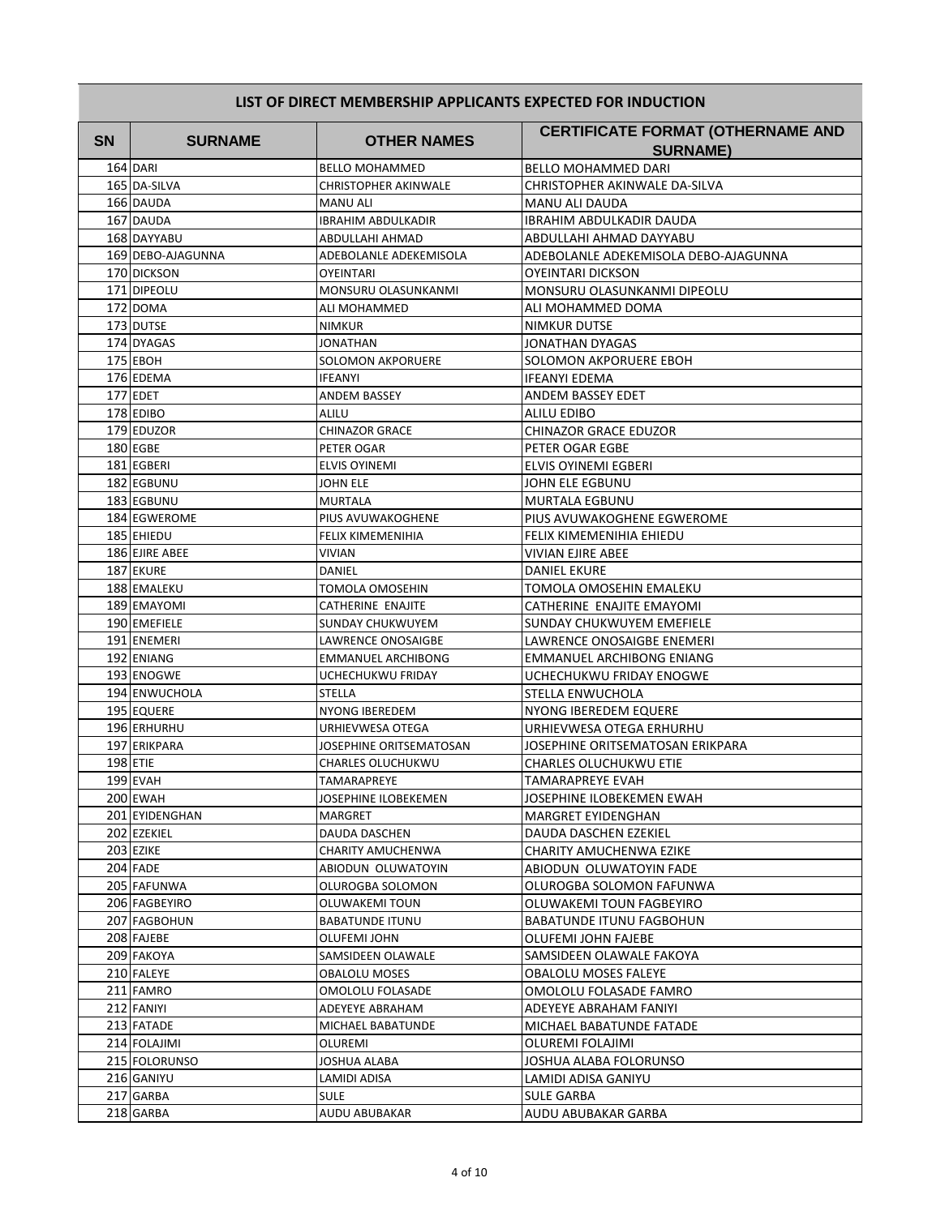| LIST OF DIRECT MEMBERSHIP APPLICANTS EXPECTED FOR INDUCTION | | | |
|---|---|---|---|
| **SN** | **SURNAME** | **OTHER NAMES** | **CERTIFICATE FORMAT (OTHERNAME AND SURNAME)** |
| 164 | DARI | BELLO MOHAMMED | BELLO MOHAMMED DARI |
| 165 | DA-SILVA | CHRISTOPHER AKINWALE | CHRISTOPHER AKINWALE DA-SILVA |
| 166 | DAUDA | MANU ALI | MANU ALI DAUDA |
| 167 | DAUDA | IBRAHIM ABDULKADIR | IBRAHIM ABDULKADIR DAUDA |
| 168 | DAYYABU | ABDULLAHI AHMAD | ABDULLAHI AHMAD DAYYABU |
| 169 | DEBO-AJAGUNNA | ADEBOLANLE ADEKEMISOLA | ADEBOLANLE ADEKEMISOLA DEBO-AJAGUNNA |
| 170 | DICKSON | OYEINTARI | OYEINTARI DICKSON |
| 171 | DIPEOLU | MONSURU OLASUNKANMI | MONSURU OLASUNKANMI DIPEOLU |
| 172 | DOMA | ALI MOHAMMED | ALI MOHAMMED DOMA |
| 173 | DUTSE | NIMKUR | NIMKUR DUTSE |
| 174 | DYAGAS | JONATHAN | JONATHAN DYAGAS |
| 175 | EBOH | SOLOMON AKPORUERE | SOLOMON AKPORUERE EBOH |
| 176 | EDEMA | IFEANYI | IFEANYI EDEMA |
| 177 | EDET | ANDEM BASSEY | ANDEM BASSEY EDET |
| 178 | EDIBO | ALILU | ALILU EDIBO |
| 179 | EDUZOR | CHINAZOR GRACE | CHINAZOR GRACE EDUZOR |
| 180 | EGBE | PETER OGAR | PETER OGAR EGBE |
| 181 | EGBERI | ELVIS OYINEMI | ELVIS OYINEMI EGBERI |
| 182 | EGBUNU | JOHN ELE | JOHN ELE EGBUNU |
| 183 | EGBUNU | MURTALA | MURTALA EGBUNU |
| 184 | EGWEROME | PIUS AVUWAKOGHENE | PIUS AVUWAKOGHENE EGWEROME |
| 185 | EHIEDU | FELIX KIMEMENIHIA | FELIX KIMEMENIHIA EHIEDU |
| 186 | EJIRE ABEE | VIVIAN | VIVIAN EJIRE ABEE |
| 187 | EKURE | DANIEL | DANIEL EKURE |
| 188 | EMALEKU | TOMOLA OMOSEHIN | TOMOLA OMOSEHIN EMALEKU |
| 189 | EMAYOMI | CATHERINE ENAJITE | CATHERINE ENAJITE EMAYOMI |
| 190 | EMEFIELE | SUNDAY CHUKWUYEM | SUNDAY CHUKWUYEM EMEFIELE |
| 191 | ENEMERI | LAWRENCE ONOSAIGBE | LAWRENCE ONOSAIGBE ENEMERI |
| 192 | ENIANG | EMMANUEL ARCHIBONG | EMMANUEL ARCHIBONG ENIANG |
| 193 | ENOGWE | UCHECHUKWU FRIDAY | UCHECHUKWU FRIDAY ENOGWE |
| 194 | ENWUCHOLA | STELLA | STELLA ENWUCHOLA |
| 195 | EQUERE | NYONG IBEREDEM | NYONG IBEREDEM EQUERE |
| 196 | ERHURHU | URHIEVWESA OTEGA | URHIEVWESA OTEGA ERHURHU |
| 197 | ERIKPARA | JOSEPHINE ORITSEMATOSAN | JOSEPHINE ORITSEMATOSAN ERIKPARA |
| 198 | ETIE | CHARLES OLUCHUKWU | CHARLES OLUCHUKWU ETIE |
| 199 | EVAH | TAMARAPREYE | TAMARAPREYE EVAH |
| 200 | EWAH | JOSEPHINE ILOBEKEMEN | JOSEPHINE ILOBEKEMEN EWAH |
| 201 | EYIDENGHAN | MARGRET | MARGRET EYIDENGHAN |
| 202 | EZEKIEL | DAUDA DASCHEN | DAUDA DASCHEN EZEKIEL |
| 203 | EZIKE | CHARITY AMUCHENWA | CHARITY AMUCHENWA EZIKE |
| 204 | FADE | ABIODUN OLUWATOYIN | ABIODUN OLUWATOYIN FADE |
| 205 | FAFUNWA | OLUROGBA SOLOMON | OLUROGBA SOLOMON FAFUNWA |
| 206 | FAGBEYIRO | OLUWAKEMI TOUN | OLUWAKEMI TOUN FAGBEYIRO |
| 207 | FAGBOHUN | BABATUNDE ITUNU | BABATUNDE ITUNU FAGBOHUN |
| 208 | FAJEBE | OLUFEMI JOHN | OLUFEMI JOHN FAJEBE |
| 209 | FAKOYA | SAMSIDEEN OLAWALE | SAMSIDEEN OLAWALE FAKOYA |
| 210 | FALEYE | OBALOLU MOSES | OBALOLU MOSES FALEYE |
| 211 | FAMRO | OMOLOLU FOLASADE | OMOLOLU FOLASADE FAMRO |
| 212 | FANIYI | ADEYEYE ABRAHAM | ADEYEYE ABRAHAM FANIYI |
| 213 | FATADE | MICHAEL BABATUNDE | MICHAEL BABATUNDE FATADE |
| 214 | FOLAJIMI | OLUREMI | OLUREMI FOLAJIMI |
| 215 | FOLORUNSO | JOSHUA ALABA | JOSHUA ALABA FOLORUNSO |
| 216 | GANIYU | LAMIDI ADISA | LAMIDI ADISA GANIYU |
| 217 | GARBA | SULE | SULE GARBA |
| 218 | GARBA | AUDU ABUBAKAR | AUDU ABUBAKAR GARBA |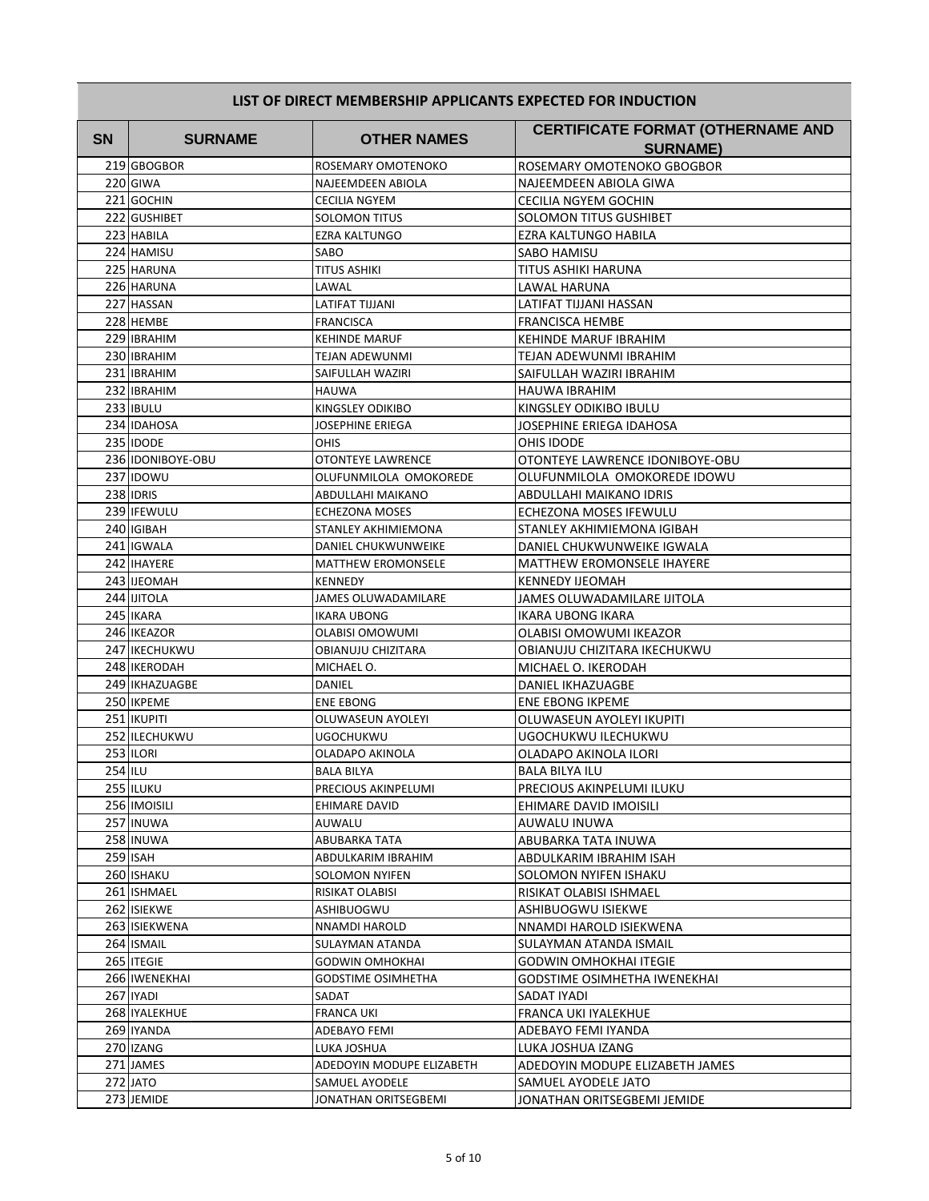| LIST OF DIRECT MEMBERSHIP APPLICANTS EXPECTED FOR INDUCTION | | | |
|---|---|---|---|
| SN | SURNAME | OTHER NAMES | CERTIFICATE FORMAT (OTHERNAME AND SURNAME) |
| 219 | GBOGBOR | ROSEMARY OMOTENOKO | ROSEMARY OMOTENOKO GBOGBOR |
| 220 | GIWA | NAJEEMDEEN ABIOLA | NAJEEMDEEN ABIOLA GIWA |
| 221 | GOCHIN | CECILIA NGYEM | CECILIA NGYEM GOCHIN |
| 222 | GUSHIBET | SOLOMON TITUS | SOLOMON TITUS GUSHIBET |
| 223 | HABILA | EZRA KALTUNGO | EZRA KALTUNGO HABILA |
| 224 | HAMISU | SABO | SABO HAMISU |
| 225 | HARUNA | TITUS ASHIKI | TITUS ASHIKI HARUNA |
| 226 | HARUNA | LAWAL | LAWAL HARUNA |
| 227 | HASSAN | LATIFAT TIJJANI | LATIFAT TIJJANI HASSAN |
| 228 | HEMBE | FRANCISCA | FRANCISCA HEMBE |
| 229 | IBRAHIM | KEHINDE MARUF | KEHINDE MARUF IBRAHIM |
| 230 | IBRAHIM | TEJAN ADEWUNMI | TEJAN ADEWUNMI IBRAHIM |
| 231 | IBRAHIM | SAIFULLAH WAZIRI | SAIFULLAH WAZIRI IBRAHIM |
| 232 | IBRAHIM | HAUWA | HAUWA IBRAHIM |
| 233 | IBULU | KINGSLEY ODIKIBO | KINGSLEY ODIKIBO IBULU |
| 234 | IDAHOSA | JOSEPHINE ERIEGA | JOSEPHINE ERIEGA IDAHOSA |
| 235 | IDODE | OHIS | OHIS IDODE |
| 236 | IDONIBOYE-OBU | OTONTEYE LAWRENCE | OTONTEYE LAWRENCE IDONIBOYE-OBU |
| 237 | IDOWU | OLUFUNMILOLA OMOKOREDE | OLUFUNMILOLA OMOKOREDE IDOWU |
| 238 | IDRIS | ABDULLAHI MAIKANO | ABDULLAHI MAIKANO IDRIS |
| 239 | IFEWULU | ECHEZONA MOSES | ECHEZONA MOSES IFEWULU |
| 240 | IGIBAH | STANLEY AKHIMIEMONA | STANLEY AKHIMIEMONA IGIBAH |
| 241 | IGWALA | DANIEL CHUKWUNWEIKE | DANIEL CHUKWUNWEIKE IGWALA |
| 242 | IHAYERE | MATTHEW EROMONSELE | MATTHEW EROMONSELE IHAYERE |
| 243 | IJEOMAH | KENNEDY | KENNEDY IJEOMAH |
| 244 | IJITOLA | JAMES OLUWADAMILARE | JAMES OLUWADAMILARE IJITOLA |
| 245 | IKARA | IKARA UBONG | IKARA UBONG IKARA |
| 246 | IKEAZOR | OLABISI OMOWUMI | OLABISI OMOWUMI IKEAZOR |
| 247 | IKECHUKWU | OBIANUJU CHIZITARA | OBIANUJU CHIZITARA IKECHUKWU |
| 248 | IKERODAH | MICHAEL O. | MICHAEL O. IKERODAH |
| 249 | IKHAZUAGBE | DANIEL | DANIEL IKHAZUAGBE |
| 250 | IKPEME | ENE EBONG | ENE EBONG IKPEME |
| 251 | IKUPITI | OLUWASEUN AYOLEYI | OLUWASEUN AYOLEYI IKUPITI |
| 252 | ILECHUKWU | UGOCHUKWU | UGOCHUKWU ILECHUKWU |
| 253 | ILORI | OLADAPO AKINOLA | OLADAPO AKINOLA ILORI |
| 254 | ILU | BALA BILYA | BALA BILYA ILU |
| 255 | ILUKU | PRECIOUS AKINPELUMI | PRECIOUS AKINPELUMI ILUKU |
| 256 | IMOISILI | EHIMARE DAVID | EHIMARE DAVID IMOISILI |
| 257 | INUWA | AUWALU | AUWALU INUWA |
| 258 | INUWA | ABUBARKA TATA | ABUBARKA TATA INUWA |
| 259 | ISAH | ABDULKARIM IBRAHIM | ABDULKARIM IBRAHIM ISAH |
| 260 | ISHAKU | SOLOMON NYIFEN | SOLOMON NYIFEN ISHAKU |
| 261 | ISHMAEL | RISIKAT OLABISI | RISIKAT OLABISI ISHMAEL |
| 262 | ISIEKWE | ASHIBUOGWU | ASHIBUOGWU ISIEKWE |
| 263 | ISIEKWENA | NNAMDI HAROLD | NNAMDI HAROLD ISIEKWENA |
| 264 | ISMAIL | SULAYMAN ATANDA | SULAYMAN ATANDA ISMAIL |
| 265 | ITEGIE | GODWIN OMHOKHAI | GODWIN OMHOKHAI ITEGIE |
| 266 | IWENEKHAI | GODSTIME OSIMHETHA | GODSTIME OSIMHETHA IWENEKHAI |
| 267 | IYADI | SADAT | SADAT IYADI |
| 268 | IYALEKHUE | FRANCA UKI | FRANCA UKI IYALEKHUE |
| 269 | IYANDA | ADEBAYO FEMI | ADEBAYO FEMI IYANDA |
| 270 | IZANG | LUKA JOSHUA | LUKA JOSHUA IZANG |
| 271 | JAMES | ADEDOYIN MODUPE ELIZABETH | ADEDOYIN MODUPE ELIZABETH JAMES |
| 272 | JATO | SAMUEL AYODELE | SAMUEL AYODELE JATO |
| 273 | JEMIDE | JONATHAN ORITSEGBEMI | JONATHAN ORITSEGBEMI JEMIDE |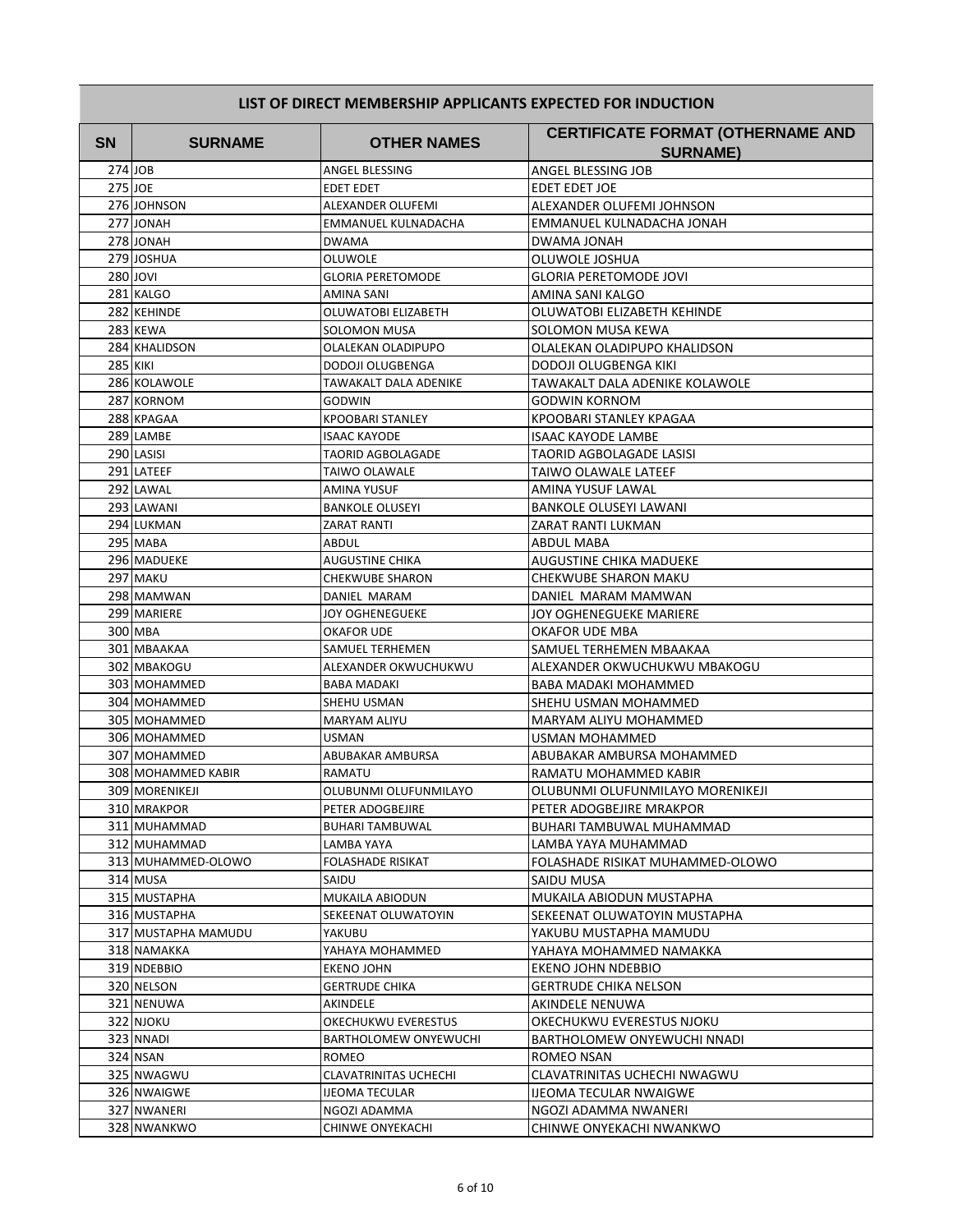| LIST OF DIRECT MEMBERSHIP APPLICANTS EXPECTED FOR INDUCTION | | | |
|---|---|---|---|
| **SN** | **SURNAME** | **OTHER NAMES** | **CERTIFICATE FORMAT (OTHERNAME AND SURNAME)** |
| 274 | JOB | ANGEL BLESSING | ANGEL BLESSING JOB |
| 275 | JOE | EDET EDET | EDET EDET JOE |
| 276 | JOHNSON | ALEXANDER OLUFEMI | ALEXANDER OLUFEMI JOHNSON |
| 277 | JONAH | EMMANUEL KULNADACHA | EMMANUEL KULNADACHA JONAH |
| 278 | JONAH | DWAMA | DWAMA JONAH |
| 279 | JOSHUA | OLUWOLE | OLUWOLE JOSHUA |
| 280 | JOVI | GLORIA PERETOMODE | GLORIA PERETOMODE JOVI |
| 281 | KALGO | AMINA SANI | AMINA SANI KALGO |
| 282 | KEHINDE | OLUWATOBI ELIZABETH | OLUWATOBI ELIZABETH KEHINDE |
| 283 | KEWA | SOLOMON MUSA | SOLOMON MUSA KEWA |
| 284 | KHALIDSON | OLALEKAN OLADIPUPO | OLALEKAN OLADIPUPO KHALIDSON |
| 285 | KIKI | DODOJI OLUGBENGA | DODOJI OLUGBENGA KIKI |
| 286 | KOLAWOLE | TAWAKALT DALA ADENIKE | TAWAKALT DALA ADENIKE KOLAWOLE |
| 287 | KORNOM | GODWIN | GODWIN KORNOM |
| 288 | KPAGAA | KPOOBARI STANLEY | KPOOBARI STANLEY KPAGAA |
| 289 | LAMBE | ISAAC KAYODE | ISAAC KAYODE LAMBE |
| 290 | LASISI | TAORID AGBOLAGADE | TAORID AGBOLAGADE LASISI |
| 291 | LATEEF | TAIWO OLAWALE | TAIWO OLAWALE LATEEF |
| 292 | LAWAL | AMINA YUSUF | AMINA YUSUF LAWAL |
| 293 | LAWANI | BANKOLE OLUSEYI | BANKOLE OLUSEYI LAWANI |
| 294 | LUKMAN | ZARAT RANTI | ZARAT RANTI LUKMAN |
| 295 | MABA | ABDUL | ABDUL MABA |
| 296 | MADUEKE | AUGUSTINE CHIKA | AUGUSTINE CHIKA MADUEKE |
| 297 | MAKU | CHEKWUBE SHARON | CHEKWUBE SHARON MAKU |
| 298 | MAMWAN | DANIEL MARAM | DANIEL MARAM MAMWAN |
| 299 | MARIERE | JOY OGHENEGUEKE | JOY OGHENEGUEKE MARIERE |
| 300 | MBA | OKAFOR UDE | OKAFOR UDE MBA |
| 301 | MBAAKAA | SAMUEL TERHEMEN | SAMUEL TERHEMEN MBAAKAA |
| 302 | MBAKOGU | ALEXANDER OKWUCHUKWU | ALEXANDER OKWUCHUKWU MBAKOGU |
| 303 | MOHAMMED | BABA MADAKI | BABA MADAKI MOHAMMED |
| 304 | MOHAMMED | SHEHU USMAN | SHEHU USMAN MOHAMMED |
| 305 | MOHAMMED | MARYAM ALIYU | MARYAM ALIYU MOHAMMED |
| 306 | MOHAMMED | USMAN | USMAN MOHAMMED |
| 307 | MOHAMMED | ABUBAKAR AMBURSA | ABUBAKAR AMBURSA MOHAMMED |
| 308 | MOHAMMED KABIR | RAMATU | RAMATU MOHAMMED KABIR |
| 309 | MORENIKEJI | OLUBUNMI OLUFUNMILAYO | OLUBUNMI OLUFUNMILAYO MORENIKEJI |
| 310 | MRAKPOR | PETER ADOGBEJIRE | PETER ADOGBEJIRE MRAKPOR |
| 311 | MUHAMMAD | BUHARI TAMBUWAL | BUHARI TAMBUWAL MUHAMMAD |
| 312 | MUHAMMAD | LAMBA YAYA | LAMBA YAYA MUHAMMAD |
| 313 | MUHAMMED-OLOWO | FOLASHADE RISIKAT | FOLASHADE RISIKAT MUHAMMED-OLOWO |
| 314 | MUSA | SAIDU | SAIDU MUSA |
| 315 | MUSTAPHA | MUKAILA ABIODUN | MUKAILA ABIODUN MUSTAPHA |
| 316 | MUSTAPHA | SEKEENAT OLUWATOYIN | SEKEENAT OLUWATOYIN MUSTAPHA |
| 317 | MUSTAPHA MAMUDU | YAKUBU | YAKUBU MUSTAPHA MAMUDU |
| 318 | NAMAKKA | YAHAYA MOHAMMED | YAHAYA MOHAMMED NAMAKKA |
| 319 | NDEBBIO | EKENO JOHN | EKENO JOHN NDEBBIO |
| 320 | NELSON | GERTRUDE CHIKA | GERTRUDE CHIKA NELSON |
| 321 | NENUWA | AKINDELE | AKINDELE NENUWA |
| 322 | NJOKU | OKECHUKWU EVERESTUS | OKECHUKWU EVERESTUS NJOKU |
| 323 | NNADI | BARTHOLOMEW ONYEWUCHI | BARTHOLOMEW ONYEWUCHI NNADI |
| 324 | NSAN | ROMEO | ROMEO NSAN |
| 325 | NWAGWU | CLAVATRINITAS UCHECHI | CLAVATRINITAS UCHECHI NWAGWU |
| 326 | NWAIGWE | IJEOMA TECULAR | IJEOMA TECULAR NWAIGWE |
| 327 | NWANERI | NGOZI ADAMMA | NGOZI ADAMMA NWANERI |
| 328 | NWANKWO | CHINWE ONYEKACHI | CHINWE ONYEKACHI NWANKWO |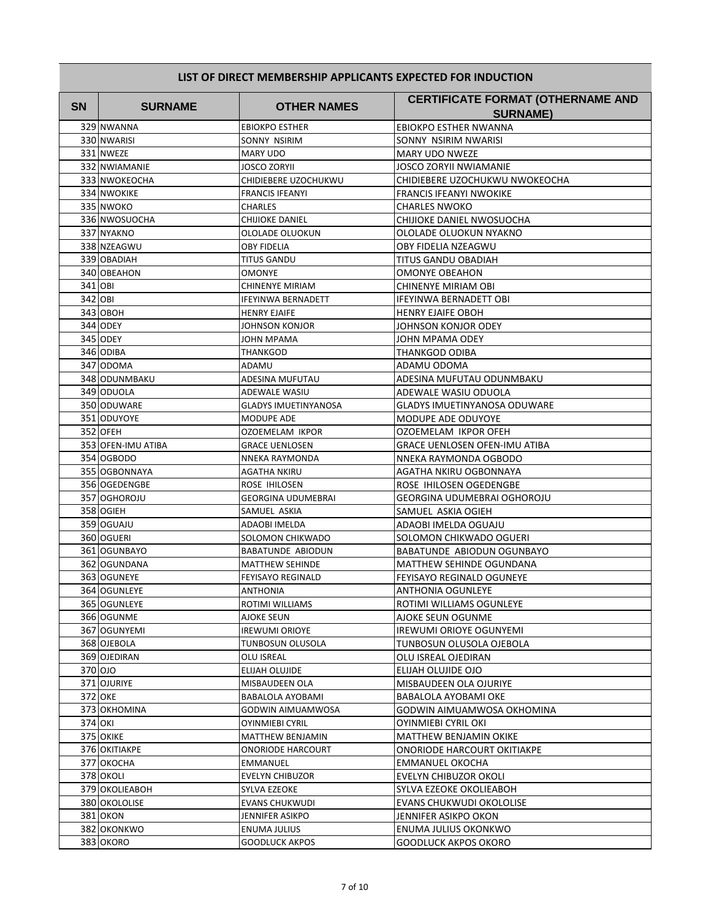## LIST OF DIRECT MEMBERSHIP APPLICANTS EXPECTED FOR INDUCTION

| SN | SURNAME | OTHER NAMES | CERTIFICATE FORMAT (OTHERNAME AND SURNAME) |
|---|---|---|---|
| 329 | NWANNA | EBIOKPO ESTHER | EBIOKPO ESTHER NWANNA |
| 330 | NWARISI | SONNY NSIRIM | SONNY NSIRIM NWARISI |
| 331 | NWEZE | MARY UDO | MARY UDO NWEZE |
| 332 | NWIAMANIE | JOSCO ZORYII | JOSCO ZORYII NWIAMANIE |
| 333 | NWOKEOCHA | CHIDIEBERE UZOCHUKWU | CHIDIEBERE UZOCHUKWU NWOKEOCHA |
| 334 | NWOKIKE | FRANCIS IFEANYI | FRANCIS IFEANYI NWOKIKE |
| 335 | NWOKO | CHARLES | CHARLES NWOKO |
| 336 | NWOSUOCHA | CHIJIOKE DANIEL | CHIJIOKE DANIEL NWOSUOCHA |
| 337 | NYAKNO | OLOLADE OLUOKUN | OLOLADE OLUOKUN NYAKNO |
| 338 | NZEAGWU | OBY FIDELIA | OBY FIDELIA NZEAGWU |
| 339 | OBADIAH | TITUS GANDU | TITUS GANDU OBADIAH |
| 340 | OBEAHON | OMONYE | OMONYE OBEAHON |
| 341 | OBI | CHINENYE MIRIAM | CHINENYE MIRIAM OBI |
| 342 | OBI | IFEYINWA BERNADETT | IFEYINWA BERNADETT OBI |
| 343 | OBOH | HENRY EJAIFE | HENRY EJAIFE OBOH |
| 344 | ODEY | JOHNSON KONJOR | JOHNSON KONJOR ODEY |
| 345 | ODEY | JOHN MPAMA | JOHN MPAMA ODEY |
| 346 | ODIBA | THANKGOD | THANKGOD ODIBA |
| 347 | ODOMA | ADAMU | ADAMU ODOMA |
| 348 | ODUNMBAKU | ADESINA MUFUTAU | ADESINA MUFUTAU ODUNMBAKU |
| 349 | ODUOLA | ADEWALE WASIU | ADEWALE WASIU ODUOLA |
| 350 | ODUWARE | GLADYS IMUETINYANOSA | GLADYS IMUETINYANOSA ODUWARE |
| 351 | ODUYOYE | MODUPE ADE | MODUPE ADE ODUYOYE |
| 352 | OFEH | OZOEMELAM IKPOR | OZOEMELAM IKPOR OFEH |
| 353 | OFEN-IMU ATIBA | GRACE UENLOSEN | GRACE UENLOSEN OFEN-IMU ATIBA |
| 354 | OGBODO | NNEKA RAYMONDA | NNEKA RAYMONDA OGBODO |
| 355 | OGBONNAYA | AGATHA NKIRU | AGATHA NKIRU OGBONNAYA |
| 356 | OGEDENGBE | ROSE IHILOSEN | ROSE IHILOSEN OGEDENGBE |
| 357 | OGHOROJU | GEORGINA UDUMEBRAI | GEORGINA UDUMEBRAI OGHOROJU |
| 358 | OGIEH | SAMUEL ASKIA | SAMUEL ASKIA OGIEH |
| 359 | OGUAJU | ADAOBI IMELDA | ADAOBI IMELDA OGUAJU |
| 360 | OGUERI | SOLOMON CHIKWADO | SOLOMON CHIKWADO OGUERI |
| 361 | OGUNBAYO | BABATUNDE ABIODUN | BABATUNDE ABIODUN OGUNBAYO |
| 362 | OGUNDANA | MATTHEW SEHINDE | MATTHEW SEHINDE OGUNDANA |
| 363 | OGUNEYE | FEYISAYO REGINALD | FEYISAYO REGINALD OGUNEYE |
| 364 | OGUNLEYE | ANTHONIA | ANTHONIA OGUNLEYE |
| 365 | OGUNLEYE | ROTIMI WILLIAMS | ROTIMI WILLIAMS OGUNLEYE |
| 366 | OGUNME | AJOKE SEUN | AJOKE SEUN OGUNME |
| 367 | OGUNYEMI | IREWUMI ORIOYE | IREWUMI ORIOYE OGUNYEMI |
| 368 | OJEBOLA | TUNBOSUN OLUSOLA | TUNBOSUN OLUSOLA OJEBOLA |
| 369 | OJEDIRAN | OLU ISREAL | OLU ISREAL OJEDIRAN |
| 370 | OJO | ELIJAH OLUJIDE | ELIJAH OLUJIDE OJO |
| 371 | OJURIYE | MISBAUDEEN OLA | MISBAUDEEN OLA OJURIYE |
| 372 | OKE | BABALOLA AYOBAMI | BABALOLA AYOBAMI OKE |
| 373 | OKHOMINA | GODWIN AIMUAMWOSA | GODWIN AIMUAMWOSA OKHOMINA |
| 374 | OKI | OYINMIEBI CYRIL | OYINMIEBI CYRIL OKI |
| 375 | OKIKE | MATTHEW BENJAMIN | MATTHEW BENJAMIN OKIKE |
| 376 | OKITIAKPE | ONORIODE HARCOURT | ONORIODE HARCOURT OKITIAKPE |
| 377 | OKOCHA | EMMANUEL | EMMANUEL OKOCHA |
| 378 | OKOLI | EVELYN CHIBUZOR | EVELYN CHIBUZOR OKOLI |
| 379 | OKOLIEABOH | SYLVA EZEOKE | SYLVA EZEOKE OKOLIEABOH |
| 380 | OKOLOLISE | EVANS CHUKWUDI | EVANS CHUKWUDI OKOLOLISE |
| 381 | OKON | JENNIFER ASIKPO | JENNIFER ASIKPO OKON |
| 382 | OKONKWO | ENUMA JULIUS | ENUMA JULIUS OKONKWO |
| 383 | OKORO | GOODLUCK AKPOS | GOODLUCK AKPOS OKORO |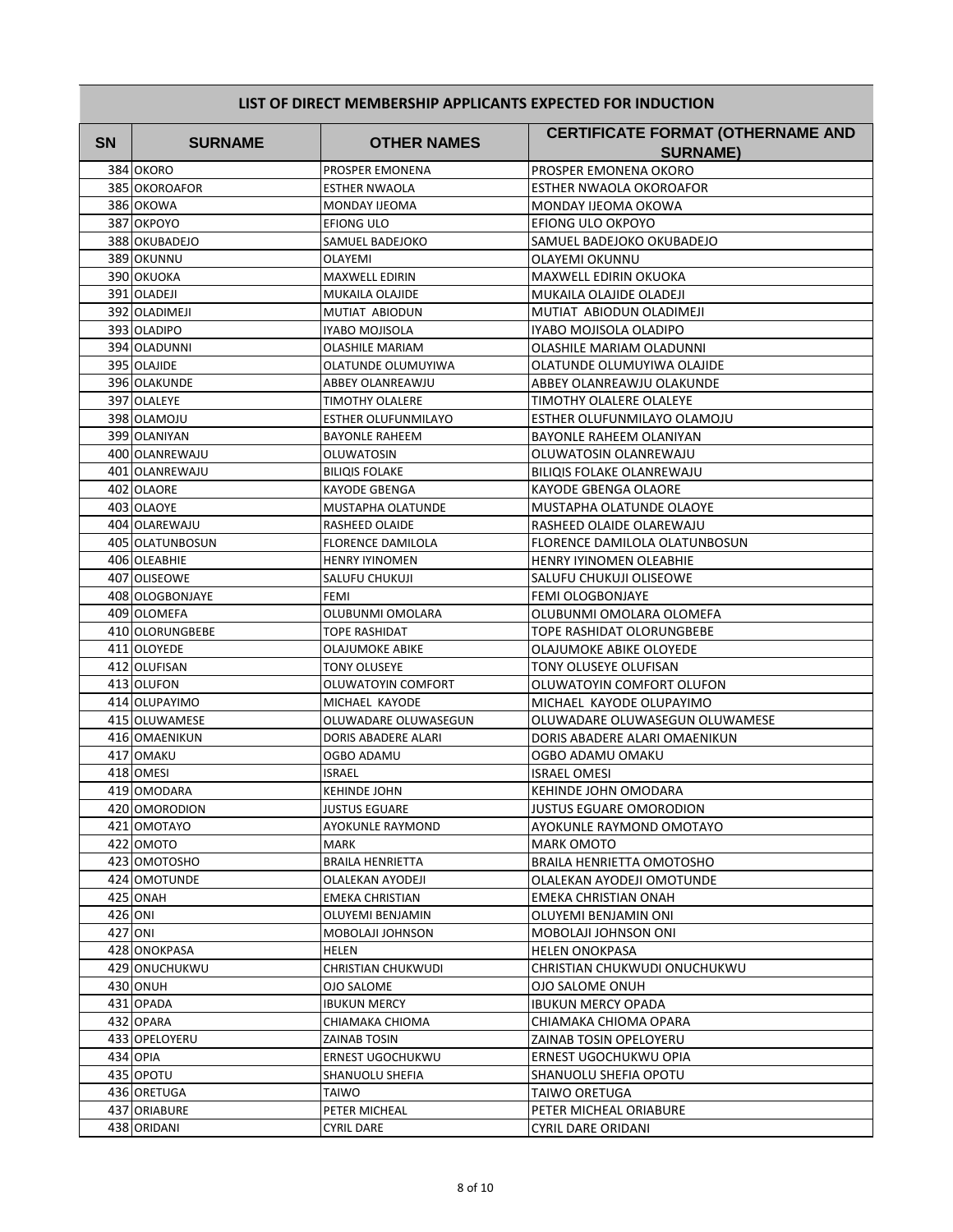| LIST OF DIRECT MEMBERSHIP APPLICANTS EXPECTED FOR INDUCTION | | | |
|---|---|---|---|
| **SN** | **SURNAME** | **OTHER NAMES** | **CERTIFICATE FORMAT (OTHERNAME AND SURNAME)** |
| 384 | OKORO | PROSPER EMONENA | PROSPER EMONENA OKORO |
| 385 | OKOROAFOR | ESTHER NWAOLA | ESTHER NWAOLA OKOROAFOR |
| 386 | OKOWA | MONDAY IJEOMA | MONDAY IJEOMA OKOWA |
| 387 | OKPOYO | EFIONG ULO | EFIONG ULO OKPOYO |
| 388 | OKUBADEJO | SAMUEL BADEJOKO | SAMUEL BADEJOKO OKUBADEJO |
| 389 | OKUNNU | OLAYEMI | OLAYEMI OKUNNU |
| 390 | OKUOKA | MAXWELL EDIRIN | MAXWELL EDIRIN OKUOKA |
| 391 | OLADEJI | MUKAILA OLAJIDE | MUKAILA OLAJIDE OLADEJI |
| 392 | OLADIMEJI | MUTIAT ABIODUN | MUTIAT ABIODUN OLADIMEJI |
| 393 | OLADIPO | IYABO MOJISOLA | IYABO MOJISOLA OLADIPO |
| 394 | OLADUNNI | OLASHILE MARIAM | OLASHILE MARIAM OLADUNNI |
| 395 | OLAJIDE | OLATUNDE OLUMUYIWA | OLATUNDE OLUMUYIWA OLAJIDE |
| 396 | OLAKUNDE | ABBEY OLANREAWJU | ABBEY OLANREAWJU OLAKUNDE |
| 397 | OLALEYE | TIMOTHY OLALERE | TIMOTHY OLALERE OLALEYE |
| 398 | OLAMOJU | ESTHER OLUFUNMILAYO | ESTHER OLUFUNMILAYO OLAMOJU |
| 399 | OLANIYAN | BAYONLE RAHEEM | BAYONLE RAHEEM OLANIYAN |
| 400 | OLANREWAJU | OLUWATOSIN | OLUWATOSIN OLANREWAJU |
| 401 | OLANREWAJU | BILIQIS FOLAKE | BILIQIS FOLAKE OLANREWAJU |
| 402 | OLAORE | KAYODE GBENGA | KAYODE GBENGA OLAORE |
| 403 | OLAOYE | MUSTAPHA OLATUNDE | MUSTAPHA OLATUNDE OLAOYE |
| 404 | OLAREWAJU | RASHEED OLAIDE | RASHEED OLAIDE OLAREWAJU |
| 405 | OLATUNBOSUN | FLORENCE DAMILOLA | FLORENCE DAMILOLA OLATUNBOSUN |
| 406 | OLEABHIE | HENRY IYINOMEN | HENRY IYINOMEN OLEABHIE |
| 407 | OLISEOWE | SALUFU CHUKUJI | SALUFU CHUKUJI OLISEOWE |
| 408 | OLOGBONJAYE | FEMI | FEMI OLOGBONJAYE |
| 409 | OLOMEFA | OLUBUNMI OMOLARA | OLUBUNMI OMOLARA OLOMEFA |
| 410 | OLORUNGBEBE | TOPE RASHIDAT | TOPE RASHIDAT OLORUNGBEBE |
| 411 | OLOYEDE | OLAJUMOKE ABIKE | OLAJUMOKE ABIKE OLOYEDE |
| 412 | OLUFISAN | TONY OLUSEYE | TONY OLUSEYE OLUFISAN |
| 413 | OLUFON | OLUWATOYIN COMFORT | OLUWATOYIN COMFORT OLUFON |
| 414 | OLUPAYIMO | MICHAEL KAYODE | MICHAEL KAYODE OLUPAYIMO |
| 415 | OLUWAMESE | OLUWADARE OLUWASEGUN | OLUWADARE OLUWASEGUN OLUWAMESE |
| 416 | OMAENIKUN | DORIS ABADERE ALARI | DORIS ABADERE ALARI OMAENIKUN |
| 417 | OMAKU | OGBO ADAMU | OGBO ADAMU OMAKU |
| 418 | OMESI | ISRAEL | ISRAEL OMESI |
| 419 | OMODARA | KEHINDE JOHN | KEHINDE JOHN OMODARA |
| 420 | OMORODION | JUSTUS EGUARE | JUSTUS EGUARE OMORODION |
| 421 | OMOTAYO | AYOKUNLE RAYMOND | AYOKUNLE RAYMOND OMOTAYO |
| 422 | OMOTO | MARK | MARK OMOTO |
| 423 | OMOTOSHO | BRAILA HENRIETTA | BRAILA HENRIETTA OMOTOSHO |
| 424 | OMOTUNDE | OLALEKAN AYODEJI | OLALEKAN AYODEJI OMOTUNDE |
| 425 | ONAH | EMEKA CHRISTIAN | EMEKA CHRISTIAN ONAH |
| 426 | ONI | OLUYEMI BENJAMIN | OLUYEMI BENJAMIN ONI |
| 427 | ONI | MOBOLAJI JOHNSON | MOBOLAJI JOHNSON ONI |
| 428 | ONOKPASA | HELEN | HELEN ONOKPASA |
| 429 | ONUCHUKWU | CHRISTIAN CHUKWUDI | CHRISTIAN CHUKWUDI ONUCHUKWU |
| 430 | ONUH | OJO SALOME | OJO SALOME ONUH |
| 431 | OPADA | IBUKUN MERCY | IBUKUN MERCY OPADA |
| 432 | OPARA | CHIAMAKA CHIOMA | CHIAMAKA CHIOMA OPARA |
| 433 | OPELOYERU | ZAINAB TOSIN | ZAINAB TOSIN OPELOYERU |
| 434 | OPIA | ERNEST UGOCHUKWU | ERNEST UGOCHUKWU OPIA |
| 435 | OPOTU | SHANUOLU SHEFIA | SHANUOLU SHEFIA OPOTU |
| 436 | ORETUGA | TAIWO | TAIWO ORETUGA |
| 437 | ORIABURE | PETER MICHEAL | PETER MICHEAL ORIABURE |
| 438 | ORIDANI | CYRIL DARE | CYRIL DARE ORIDANI |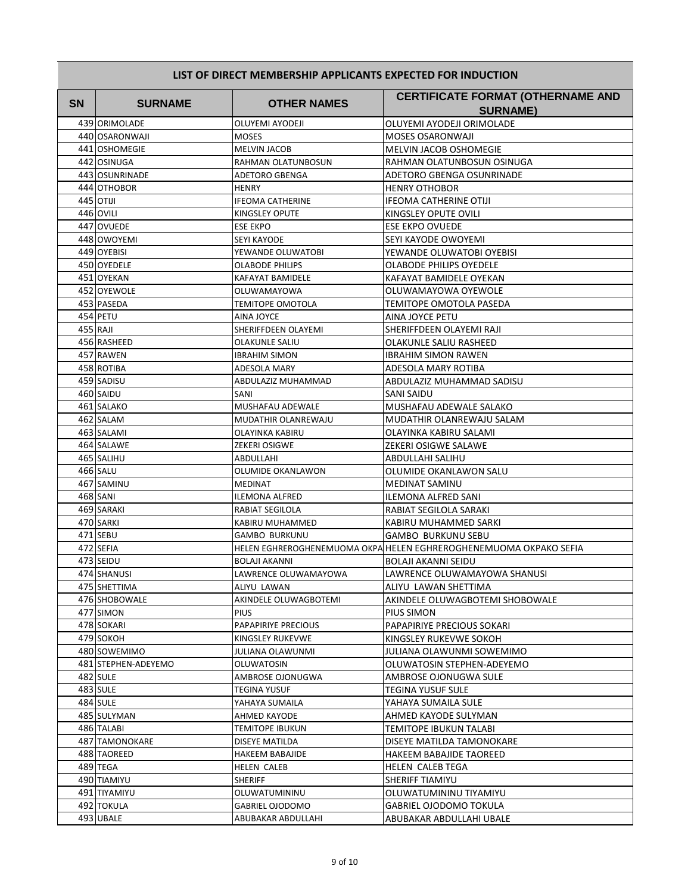## LIST OF DIRECT MEMBERSHIP APPLICANTS EXPECTED FOR INDUCTION

| SN | SURNAME | OTHER NAMES | CERTIFICATE FORMAT (OTHERNAME AND SURNAME) |
|---|---|---|---|
| 439 | ORIMOLADE | OLUYEMI AYODEJI | OLUYEMI AYODEJI ORIMOLADE |
| 440 | OSARONWAJI | MOSES | MOSES OSARONWAJI |
| 441 | OSHOMEGIE | MELVIN JACOB | MELVIN JACOB OSHOMEGIE |
| 442 | OSINUGA | RAHMAN OLATUNBOSUN | RAHMAN OLATUNBOSUN OSINUGA |
| 443 | OSUNRINADE | ADETORO GBENGA | ADETORO GBENGA OSUNRINADE |
| 444 | OTHOBOR | HENRY | HENRY OTHOBOR |
| 445 | OTIJI | IFEOMA CATHERINE | IFEOMA CATHERINE OTIJI |
| 446 | OVILI | KINGSLEY OPUTE | KINGSLEY OPUTE OVILI |
| 447 | OVUEDE | ESE EKPO | ESE EKPO OVUEDE |
| 448 | OWOYEMI | SEYI KAYODE | SEYI KAYODE OWOYEMI |
| 449 | OYEBISI | YEWANDE OLUWATOBI | YEWANDE OLUWATOBI OYEBISI |
| 450 | OYEDELE | OLABODE PHILIPS | OLABODE PHILIPS OYEDELE |
| 451 | OYEKAN | KAFAYAT BAMIDELE | KAFAYAT BAMIDELE OYEKAN |
| 452 | OYEWOLE | OLUWAMAYOWA | OLUWAMAYOWA OYEWOLE |
| 453 | PASEDA | TEMITOPE OMOTOLA | TEMITOPE OMOTOLA PASEDA |
| 454 | PETU | AINA JOYCE | AINA JOYCE PETU |
| 455 | RAJI | SHERIFFDEEN OLAYEMI | SHERIFFDEEN OLAYEMI RAJI |
| 456 | RASHEED | OLAKUNLE SALIU | OLAKUNLE SALIU RASHEED |
| 457 | RAWEN | IBRAHIM SIMON | IBRAHIM SIMON RAWEN |
| 458 | ROTIBA | ADESOLA MARY | ADESOLA MARY ROTIBA |
| 459 | SADISU | ABDULAZIZ MUHAMMAD | ABDULAZIZ MUHAMMAD SADISU |
| 460 | SAIDU | SANI | SANI SAIDU |
| 461 | SALAKO | MUSHAFAU ADEWALE | MUSHAFAU ADEWALE SALAKO |
| 462 | SALAM | MUDATHIR OLANREWAJU | MUDATHIR OLANREWAJU SALAM |
| 463 | SALAMI | OLAYINKA KABIRU | OLAYINKA KABIRU SALAMI |
| 464 | SALAWE | ZEKERI OSIGWE | ZEKERI OSIGWE SALAWE |
| 465 | SALIHU | ABDULLAHI | ABDULLAHI SALIHU |
| 466 | SALU | OLUMIDE OKANLAWON | OLUMIDE OKANLAWON SALU |
| 467 | SAMINU | MEDINAT | MEDINAT SAMINU |
| 468 | SANI | ILEMONA ALFRED | ILEMONA ALFRED SANI |
| 469 | SARAKI | RABIAT SEGILOLA | RABIAT SEGILOLA SARAKI |
| 470 | SARKI | KABIRU MUHAMMED | KABIRU MUHAMMED SARKI |
| 471 | SEBU | GAMBO BURKUNU | GAMBO BURKUNU SEBU |
| 472 | SEFIA | HELEN EGHREROGHENEMUOMA OKPA | HELEN EGHREROGHENEMUOMA OKPAKO SEFIA |
| 473 | SEIDU | BOLAJI AKANNI | BOLAJI AKANNI SEIDU |
| 474 | SHANUSI | LAWRENCE OLUWAMAYOWA | LAWRENCE OLUWAMAYOWA SHANUSI |
| 475 | SHETTIMA | ALIYU LAWAN | ALIYU LAWAN SHETTIMA |
| 476 | SHOBOWALE | AKINDELE OLUWAGBOTEMI | AKINDELE OLUWAGBOTEMI SHOBOWALE |
| 477 | SIMON | PIUS | PIUS SIMON |
| 478 | SOKARI | PAPAPIRIYE PRECIOUS | PAPAPIRIYE PRECIOUS SOKARI |
| 479 | SOKOH | KINGSLEY RUKEVWE | KINGSLEY RUKEVWE SOKOH |
| 480 | SOWEMIMO | JULIANA OLAWUNMI | JULIANA OLAWUNMI SOWEMIMO |
| 481 | STEPHEN-ADEYEMO | OLUWATOSIN | OLUWATOSIN STEPHEN-ADEYEMO |
| 482 | SULE | AMBROSE OJONUGWA | AMBROSE OJONUGWA SULE |
| 483 | SULE | TEGINA YUSUF | TEGINA YUSUF SULE |
| 484 | SULE | YAHAYA SUMAILA | YAHAYA SUMAILA SULE |
| 485 | SULYMAN | AHMED KAYODE | AHMED KAYODE SULYMAN |
| 486 | TALABI | TEMITOPE IBUKUN | TEMITOPE IBUKUN TALABI |
| 487 | TAMONOKARE | DISEYE MATILDA | DISEYE MATILDA TAMONOKARE |
| 488 | TAOREED | HAKEEM BABAJIDE | HAKEEM BABAJIDE TAOREED |
| 489 | TEGA | HELEN CALEB | HELEN CALEB TEGA |
| 490 | TIAMIYU | SHERIFF | SHERIFF TIAMIYU |
| 491 | TIYAMIYU | OLUWATUMININU | OLUWATUMININU TIYAMIYU |
| 492 | TOKULA | GABRIEL OJODOMO | GABRIEL OJODOMO TOKULA |
| 493 | UBALE | ABUBAKAR ABDULLAHI | ABUBAKAR ABDULLAHI UBALE |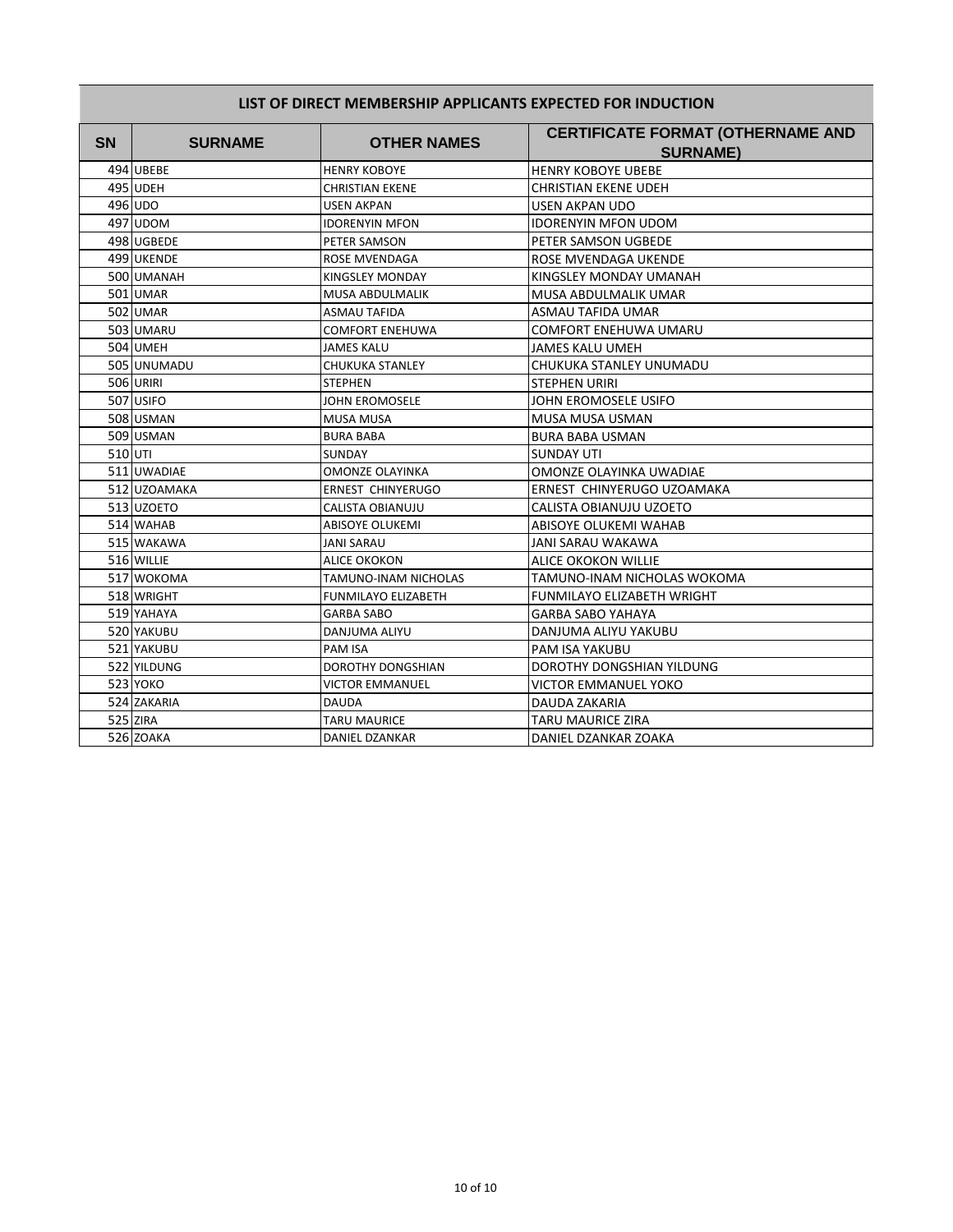| LIST OF DIRECT MEMBERSHIP APPLICANTS EXPECTED FOR INDUCTION | | | |
|---|---|---|---|
| **SN** | **SURNAME** | **OTHER NAMES** | **CERTIFICATE FORMAT (OTHERNAME AND SURNAME)** |
| 494 | UBEBE | HENRY KOBOYE | HENRY KOBOYE UBEBE |
| 495 | UDEH | CHRISTIAN EKENE | CHRISTIAN EKENE UDEH |
| 496 | UDO | USEN AKPAN | USEN AKPAN UDO |
| 497 | UDOM | IDORENYIN MFON | IDORENYIN MFON UDOM |
| 498 | UGBEDE | PETER SAMSON | PETER SAMSON UGBEDE |
| 499 | UKENDE | ROSE MVENDAGA | ROSE MVENDAGA UKENDE |
| 500 | UMANAH | KINGSLEY MONDAY | KINGSLEY MONDAY UMANAH |
| 501 | UMAR | MUSA ABDULMALIK | MUSA ABDULMALIK UMAR |
| 502 | UMAR | ASMAU TAFIDA | ASMAU TAFIDA UMAR |
| 503 | UMARU | COMFORT ENEHUWA | COMFORT ENEHUWA UMARU |
| 504 | UMEH | JAMES KALU | JAMES KALU UMEH |
| 505 | UNUMADU | CHUKUKA STANLEY | CHUKUKA STANLEY UNUMADU |
| 506 | URIRI | STEPHEN | STEPHEN URIRI |
| 507 | USIFO | JOHN EROMOSELE | JOHN EROMOSELE USIFO |
| 508 | USMAN | MUSA MUSA | MUSA MUSA USMAN |
| 509 | USMAN | BURA BABA | BURA BABA USMAN |
| 510 | UTI | SUNDAY | SUNDAY UTI |
| 511 | UWADIAE | OMONZE OLAYINKA | OMONZE OLAYINKA UWADIAE |
| 512 | UZOAMAKA | ERNEST CHINYERUGO | ERNEST CHINYERUGO UZOAMAKA |
| 513 | UZOETO | CALISTA OBIANUJU | CALISTA OBIANUJU UZOETO |
| 514 | WAHAB | ABISOYE OLUKEMI | ABISOYE OLUKEMI WAHAB |
| 515 | WAKAWA | JANI SARAU | JANI SARAU WAKAWA |
| 516 | WILLIE | ALICE OKOKON | ALICE OKOKON WILLIE |
| 517 | WOKOMA | TAMUNO-INAM NICHOLAS | TAMUNO-INAM NICHOLAS WOKOMA |
| 518 | WRIGHT | FUNMILAYO ELIZABETH | FUNMILAYO ELIZABETH WRIGHT |
| 519 | YAHAYA | GARBA SABO | GARBA SABO YAHAYA |
| 520 | YAKUBU | DANJUMA ALIYU | DANJUMA ALIYU YAKUBU |
| 521 | YAKUBU | PAM ISA | PAM ISA YAKUBU |
| 522 | YILDUNG | DOROTHY DONGSHIAN | DOROTHY DONGSHIAN YILDUNG |
| 523 | YOKO | VICTOR EMMANUEL | VICTOR EMMANUEL YOKO |
| 524 | ZAKARIA | DAUDA | DAUDA ZAKARIA |
| 525 | ZIRA | TARU MAURICE | TARU MAURICE ZIRA |
| 526 | ZOAKA | DANIEL DZANKAR | DANIEL DZANKAR ZOAKA |